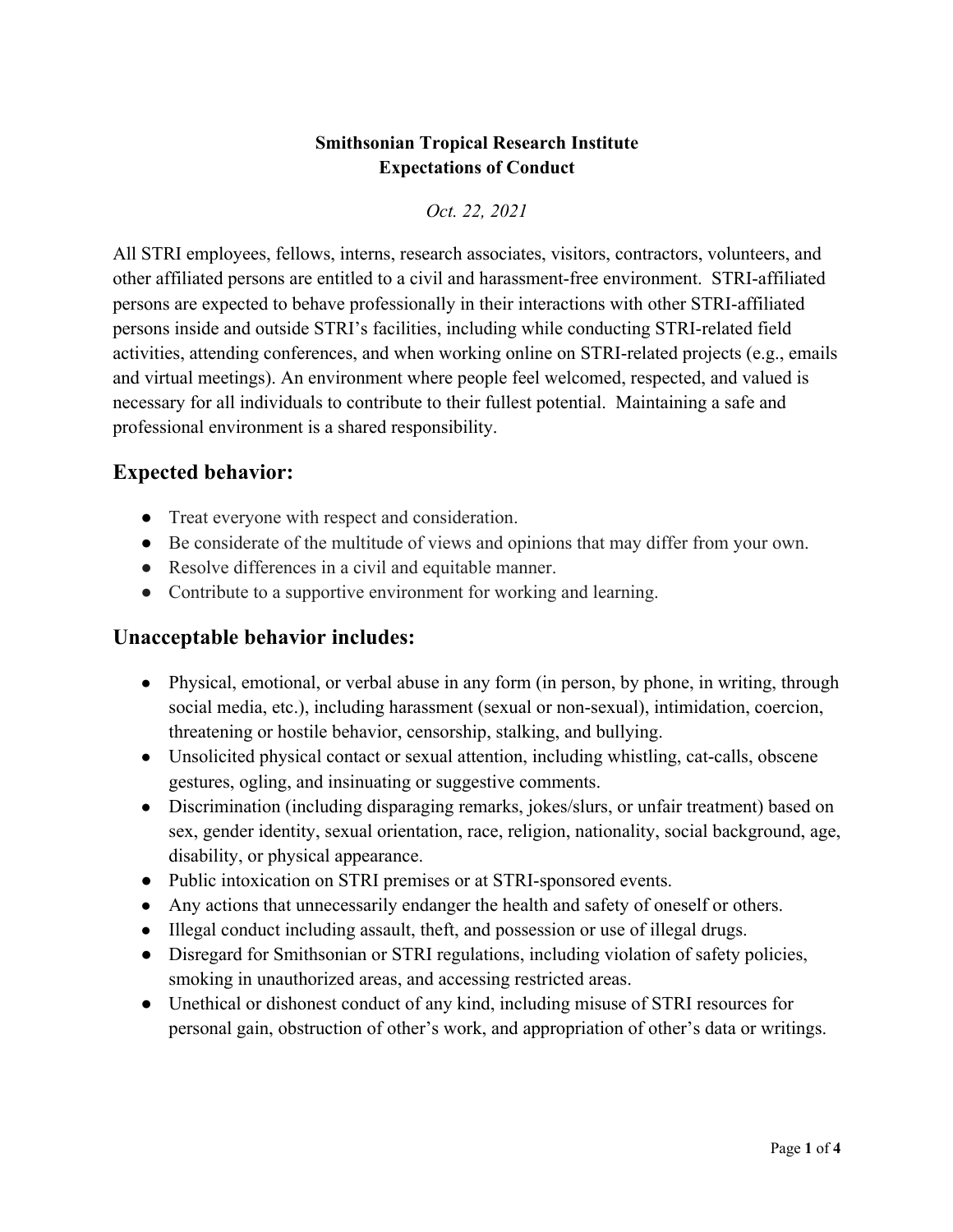**Smithsonian Tropical Research Institute**
**Expectations of Conduct**

*Oct. 22, 2021*

All STRI employees, fellows, interns, research associates, visitors, contractors, volunteers, and other affiliated persons are entitled to a civil and harassment-free environment. STRI-affiliated persons are expected to behave professionally in their interactions with other STRI-affiliated persons inside and outside STRI's facilities, including while conducting STRI-related field activities, attending conferences, and when working online on STRI-related projects (e.g., emails and virtual meetings). An environment where people feel welcomed, respected, and valued is necessary for all individuals to contribute to their fullest potential. Maintaining a safe and professional environment is a shared responsibility.

## Expected behavior:

- Treat everyone with respect and consideration.
- Be considerate of the multitude of views and opinions that may differ from your own.
- Resolve differences in a civil and equitable manner.
- Contribute to a supportive environment for working and learning.

## Unacceptable behavior includes:

- Physical, emotional, or verbal abuse in any form (in person, by phone, in writing, through social media, etc.), including harassment (sexual or non-sexual), intimidation, coercion, threatening or hostile behavior, censorship, stalking, and bullying.
- Unsolicited physical contact or sexual attention, including whistling, cat-calls, obscene gestures, ogling, and insinuating or suggestive comments.
- Discrimination (including disparaging remarks, jokes/slurs, or unfair treatment) based on sex, gender identity, sexual orientation, race, religion, nationality, social background, age, disability, or physical appearance.
- Public intoxication on STRI premises or at STRI-sponsored events.
- Any actions that unnecessarily endanger the health and safety of oneself or others.
- Illegal conduct including assault, theft, and possession or use of illegal drugs.
- Disregard for Smithsonian or STRI regulations, including violation of safety policies, smoking in unauthorized areas, and accessing restricted areas.
- Unethical or dishonest conduct of any kind, including misuse of STRI resources for personal gain, obstruction of other's work, and appropriation of other's data or writings.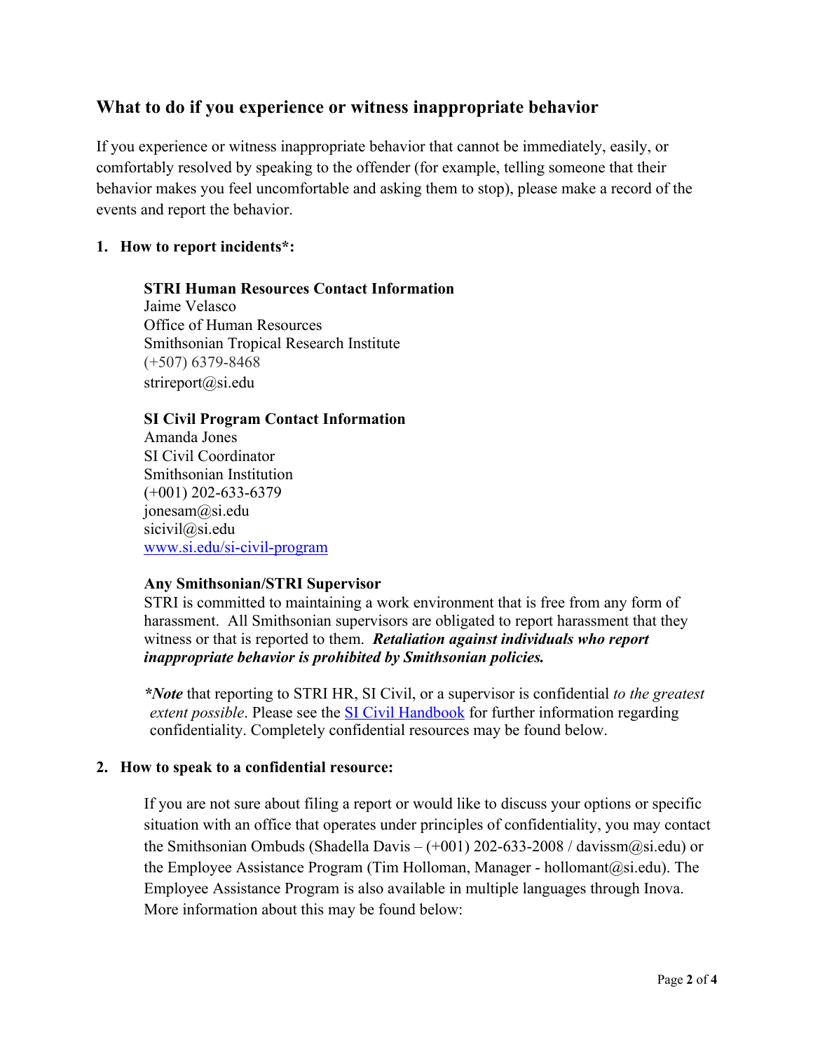## What to do if you experience or witness inappropriate behavior

If you experience or witness inappropriate behavior that cannot be immediately, easily, or comfortably resolved by speaking to the offender (for example, telling someone that their behavior makes you feel uncomfortable and asking them to stop), please make a record of the events and report the behavior.

1. **How to report incidents*:**

   **STRI Human Resources Contact Information**
   Jaime Velasco
   Office of Human Resources
   Smithsonian Tropical Research Institute
   (+507) 6379-8468
   strireport@si.edu

   **SI Civil Program Contact Information**
   Amanda Jones
   SI Civil Coordinator
   Smithsonian Institution
   (+001) 202-633-6379
   jonesam@si.edu
   sicivil@si.edu
   [www.si.edu/si-civil-program](www.si.edu/si-civil-program)

   **Any Smithsonian/STRI Supervisor**
   STRI is committed to maintaining a work environment that is free from any form of harassment. All Smithsonian supervisors are obligated to report harassment that they witness or that is reported to them. ***Retaliation against individuals who report inappropriate behavior is prohibited by Smithsonian policies.***

   ****Note*** that reporting to STRI HR, SI Civil, or a supervisor is confidential *to the greatest extent possible*. Please see the SI Civil Handbook for further information regarding confidentiality. Completely confidential resources may be found below.

2. **How to speak to a confidential resource:**

   If you are not sure about filing a report or would like to discuss your options or specific situation with an office that operates under principles of confidentiality, you may contact the Smithsonian Ombuds (Shadella Davis – (+001) 202-633-2008 / davissm@si.edu) or the Employee Assistance Program (Tim Holloman, Manager - hollomant@si.edu). The Employee Assistance Program is also available in multiple languages through Inova. More information about this may be found below: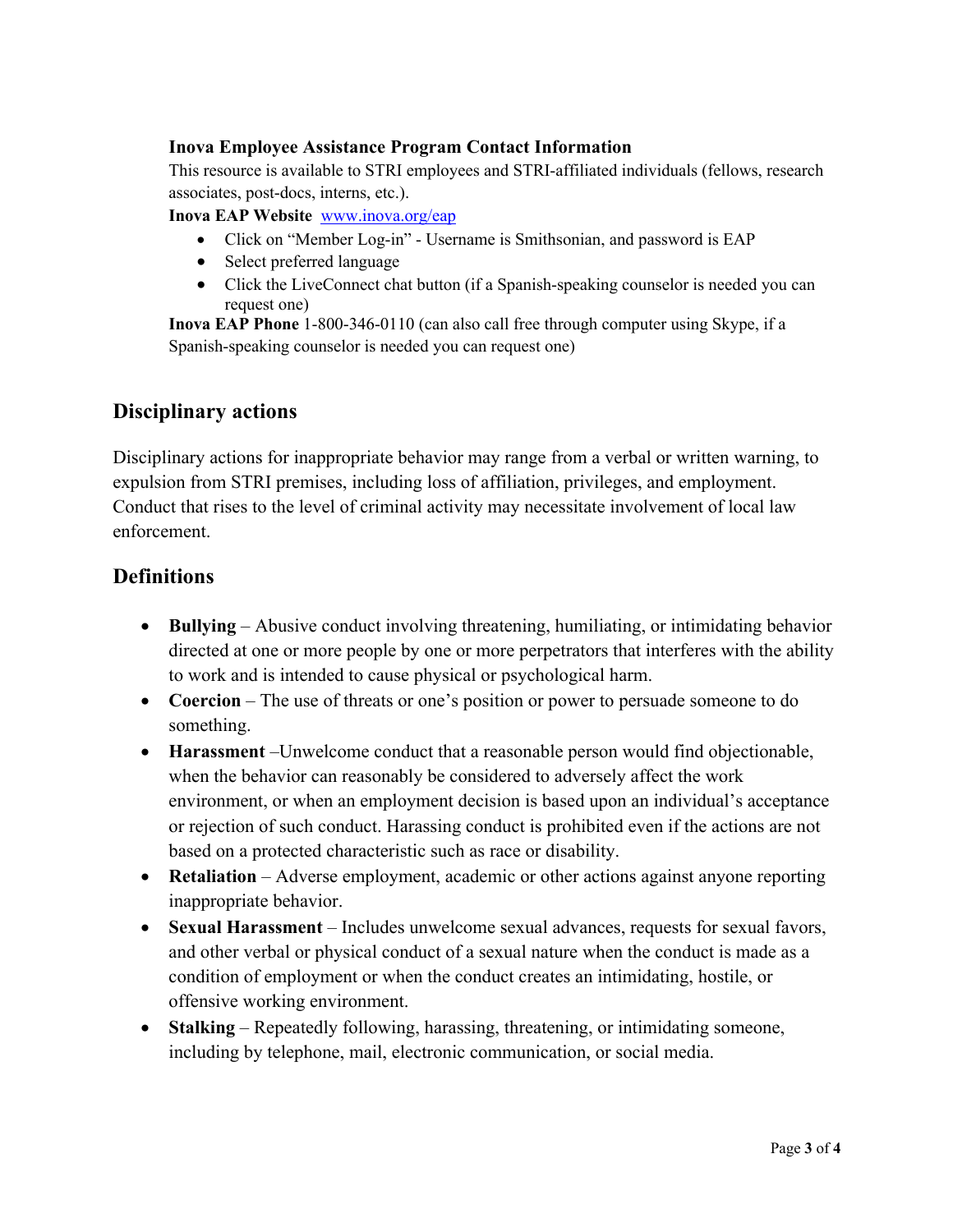**Inova Employee Assistance Program Contact Information**

This resource is available to STRI employees and STRI-affiliated individuals (fellows, research associates, post-docs, interns, etc.).

**Inova EAP Website** [www.inova.org/eap](www.inova.org/eap)

- Click on "Member Log-in" - Username is Smithsonian, and password is EAP
- Select preferred language
- Click the LiveConnect chat button (if a Spanish-speaking counselor is needed you can request one)

**Inova EAP Phone** 1-800-346-0110 (can also call free through computer using Skype, if a Spanish-speaking counselor is needed you can request one)

## Disciplinary actions

Disciplinary actions for inappropriate behavior may range from a verbal or written warning, to expulsion from STRI premises, including loss of affiliation, privileges, and employment. Conduct that rises to the level of criminal activity may necessitate involvement of local law enforcement.

## Definitions

- **Bullying** – Abusive conduct involving threatening, humiliating, or intimidating behavior directed at one or more people by one or more perpetrators that interferes with the ability to work and is intended to cause physical or psychological harm.
- **Coercion** – The use of threats or one's position or power to persuade someone to do something.
- **Harassment** –Unwelcome conduct that a reasonable person would find objectionable, when the behavior can reasonably be considered to adversely affect the work environment, or when an employment decision is based upon an individual's acceptance or rejection of such conduct. Harassing conduct is prohibited even if the actions are not based on a protected characteristic such as race or disability.
- **Retaliation** – Adverse employment, academic or other actions against anyone reporting inappropriate behavior.
- **Sexual Harassment** – Includes unwelcome sexual advances, requests for sexual favors, and other verbal or physical conduct of a sexual nature when the conduct is made as a condition of employment or when the conduct creates an intimidating, hostile, or offensive working environment.
- **Stalking** – Repeatedly following, harassing, threatening, or intimidating someone, including by telephone, mail, electronic communication, or social media.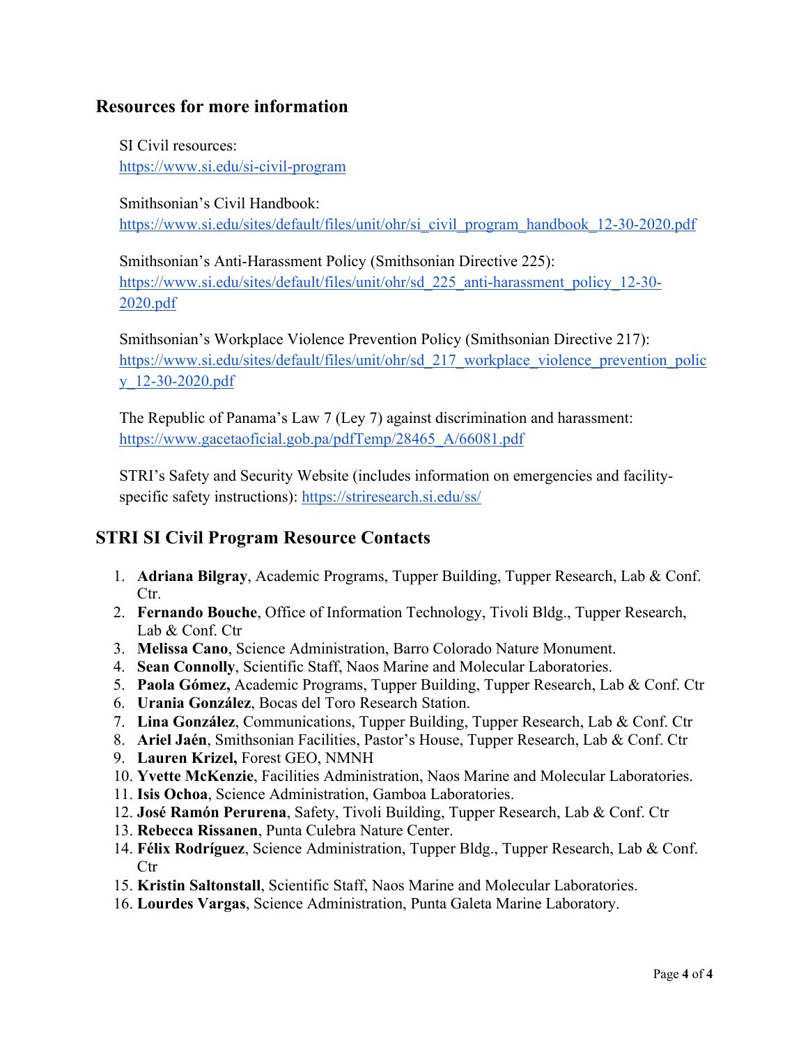## Resources for more information

SI Civil resources:
https://www.si.edu/si-civil-program

Smithsonian's Civil Handbook:
https://www.si.edu/sites/default/files/unit/ohr/si_civil_program_handbook_12-30-2020.pdf

Smithsonian's Anti-Harassment Policy (Smithsonian Directive 225):
https://www.si.edu/sites/default/files/unit/ohr/sd_225_anti-harassment_policy_12-30-2020.pdf

Smithsonian's Workplace Violence Prevention Policy (Smithsonian Directive 217):
https://www.si.edu/sites/default/files/unit/ohr/sd_217_workplace_violence_prevention_policy_12-30-2020.pdf

The Republic of Panama's Law 7 (Ley 7) against discrimination and harassment:
https://www.gacetaoficial.gob.pa/pdfTemp/28465_A/66081.pdf

STRI's Safety and Security Website (includes information on emergencies and facility-specific safety instructions): https://striresearch.si.edu/ss/

## STRI SI Civil Program Resource Contacts

1. **Adriana Bilgray**, Academic Programs, Tupper Building, Tupper Research, Lab & Conf. Ctr.
2. **Fernando Bouche**, Office of Information Technology, Tivoli Bldg., Tupper Research, Lab & Conf. Ctr
3. **Melissa Cano**, Science Administration, Barro Colorado Nature Monument.
4. **Sean Connolly**, Scientific Staff, Naos Marine and Molecular Laboratories.
5. **Paola Gómez,** Academic Programs, Tupper Building, Tupper Research, Lab & Conf. Ctr
6. **Urania González**, Bocas del Toro Research Station.
7. **Lina González**, Communications, Tupper Building, Tupper Research, Lab & Conf. Ctr
8. **Ariel Jaén**, Smithsonian Facilities, Pastor's House, Tupper Research, Lab & Conf. Ctr
9. **Lauren Krizel,** Forest GEO, NMNH
10. **Yvette McKenzie**, Facilities Administration, Naos Marine and Molecular Laboratories.
11. **Isis Ochoa**, Science Administration, Gamboa Laboratories.
12. **José Ramón Perurena**, Safety, Tivoli Building, Tupper Research, Lab & Conf. Ctr
13. **Rebecca Rissanen**, Punta Culebra Nature Center.
14. **Félix Rodríguez**, Science Administration, Tupper Bldg., Tupper Research, Lab & Conf. Ctr
15. **Kristin Saltonstall**, Scientific Staff, Naos Marine and Molecular Laboratories.
16. **Lourdes Vargas**, Science Administration, Punta Galeta Marine Laboratory.